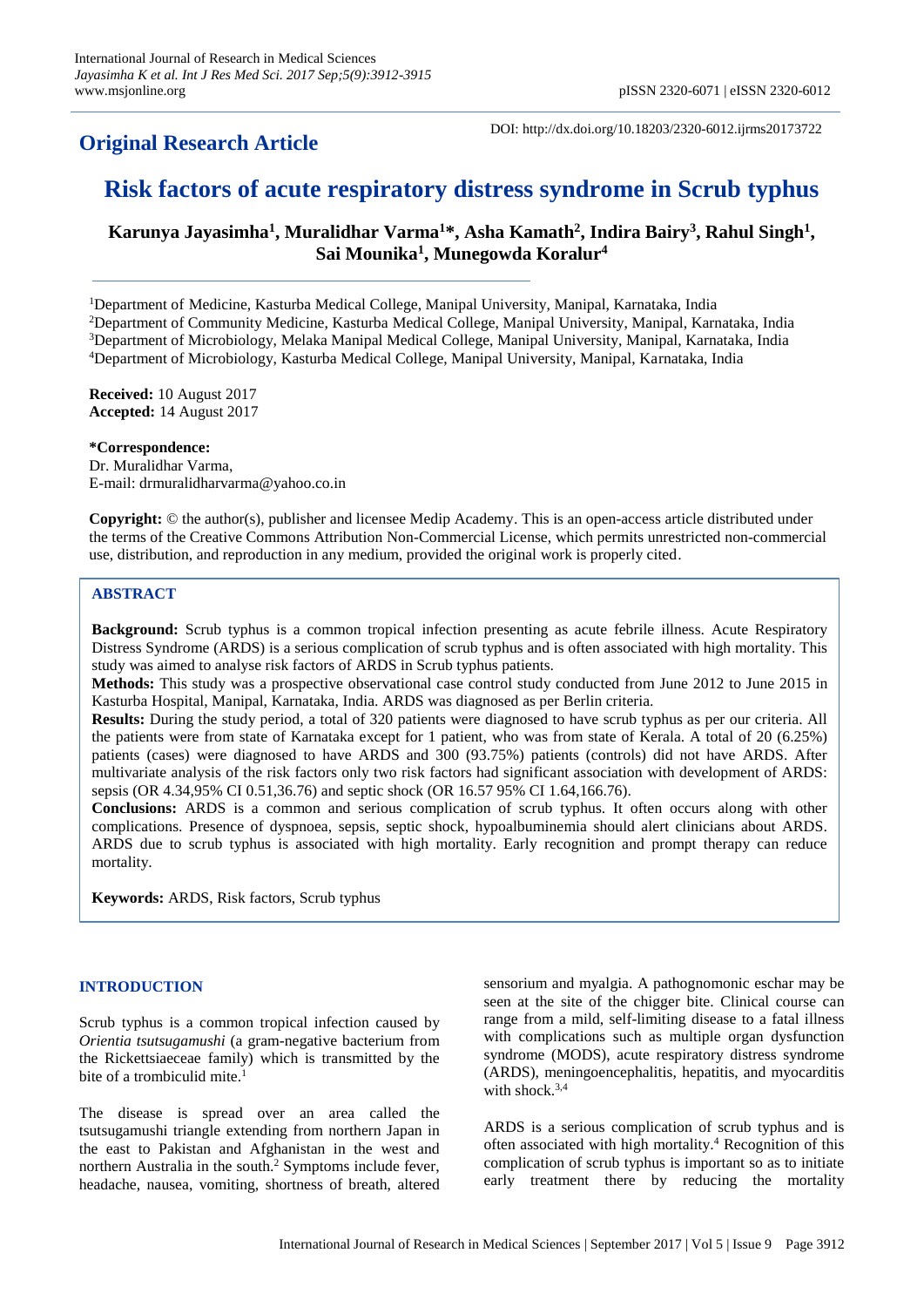## Original Research Article

DOI: http://dx.doi.org/10.18203/2320-6012.ijrms20173722

# Risk factors of acute respiratory distress syndrome in Scrub typhus

**Karunya Jayasimha[1], Muralidhar Varma[1]*, Asha Kamath[2], Indira Bairy[3], Rahul Singh[1], Sai Mounika[1], Munegowda Koralur[4]**

[1]Department of Medicine, Kasturba Medical College, Manipal University, Manipal, Karnataka, India
[2]Department of Community Medicine, Kasturba Medical College, Manipal University, Manipal, Karnataka, India
[3]Department of Microbiology, Melaka Manipal Medical College, Manipal University, Manipal, Karnataka, India
[4]Department of Microbiology, Kasturba Medical College, Manipal University, Manipal, Karnataka, India

**Received:** 10 August 2017
**Accepted:** 14 August 2017

**\*Correspondence:**
Dr. Muralidhar Varma,
E-mail: drmuralidharvarma@yahoo.co.in

**Copyright:** © the author(s), publisher and licensee Medip Academy. This is an open-access article distributed under the terms of the Creative Commons Attribution Non-Commercial License, which permits unrestricted non-commercial use, distribution, and reproduction in any medium, provided the original work is properly cited.

## ABSTRACT

**Background:** Scrub typhus is a common tropical infection presenting as acute febrile illness. Acute Respiratory Distress Syndrome (ARDS) is a serious complication of scrub typhus and is often associated with high mortality. This study was aimed to analyse risk factors of ARDS in Scrub typhus patients.

**Methods:** This study was a prospective observational case control study conducted from June 2012 to June 2015 in Kasturba Hospital, Manipal, Karnataka, India. ARDS was diagnosed as per Berlin criteria.

**Results:** During the study period, a total of 320 patients were diagnosed to have scrub typhus as per our criteria. All the patients were from state of Karnataka except for 1 patient, who was from state of Kerala. A total of 20 (6.25%) patients (cases) were diagnosed to have ARDS and 300 (93.75%) patients (controls) did not have ARDS. After multivariate analysis of the risk factors only two risk factors had significant association with development of ARDS: sepsis (OR 4.34,95% CI 0.51,36.76) and septic shock (OR 16.57 95% CI 1.64,166.76).

**Conclusions:** ARDS is a common and serious complication of scrub typhus. It often occurs along with other complications. Presence of dyspnoea, sepsis, septic shock, hypoalbuminemia should alert clinicians about ARDS. ARDS due to scrub typhus is associated with high mortality. Early recognition and prompt therapy can reduce mortality.

**Keywords:** ARDS, Risk factors, Scrub typhus

## INTRODUCTION

Scrub typhus is a common tropical infection caused by *Orientia tsutsugamushi* (a gram-negative bacterium from the Rickettsiaeceae family) which is transmitted by the bite of a trombiculid mite.[1]

The disease is spread over an area called the tsutsugamushi triangle extending from northern Japan in the east to Pakistan and Afghanistan in the west and northern Australia in the south.[2] Symptoms include fever, headache, nausea, vomiting, shortness of breath, altered sensorium and myalgia. A pathognomonic eschar may be seen at the site of the chigger bite. Clinical course can range from a mild, self-limiting disease to a fatal illness with complications such as multiple organ dysfunction syndrome (MODS), acute respiratory distress syndrome (ARDS), meningoencephalitis, hepatitis, and myocarditis with shock.[3,4]

ARDS is a serious complication of scrub typhus and is often associated with high mortality.[4] Recognition of this complication of scrub typhus is important so as to initiate early treatment there by reducing the mortality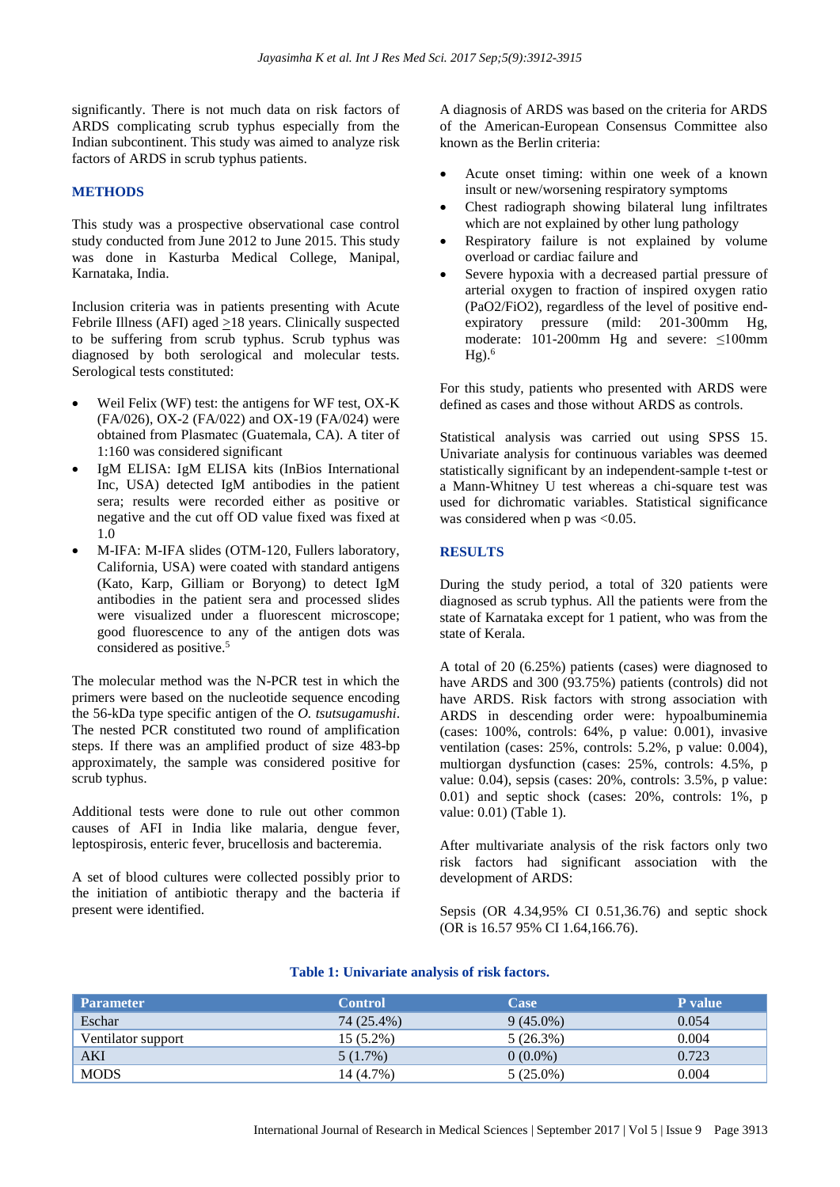significantly. There is not much data on risk factors of ARDS complicating scrub typhus especially from the Indian subcontinent. This study was aimed to analyze risk factors of ARDS in scrub typhus patients.

## METHODS

This study was a prospective observational case control study conducted from June 2012 to June 2015. This study was done in Kasturba Medical College, Manipal, Karnataka, India.

Inclusion criteria was in patients presenting with Acute Febrile Illness (AFI) aged ≥18 years. Clinically suspected to be suffering from scrub typhus. Scrub typhus was diagnosed by both serological and molecular tests. Serological tests constituted:

- Weil Felix (WF) test: the antigens for WF test, OX-K (FA/026), OX-2 (FA/022) and OX-19 (FA/024) were obtained from Plasmatec (Guatemala, CA). A titer of 1:160 was considered significant
- IgM ELISA: IgM ELISA kits (InBios International Inc, USA) detected IgM antibodies in the patient sera; results were recorded either as positive or negative and the cut off OD value fixed was fixed at 1.0
- M-IFA: M-IFA slides (OTM-120, Fullers laboratory, California, USA) were coated with standard antigens (Kato, Karp, Gilliam or Boryong) to detect IgM antibodies in the patient sera and processed slides were visualized under a fluorescent microscope; good fluorescence to any of the antigen dots was considered as positive.[5]

The molecular method was the N-PCR test in which the primers were based on the nucleotide sequence encoding the 56-kDa type specific antigen of the *O. tsutsugamushi*. The nested PCR constituted two round of amplification steps. If there was an amplified product of size 483-bp approximately, the sample was considered positive for scrub typhus.

Additional tests were done to rule out other common causes of AFI in India like malaria, dengue fever, leptospirosis, enteric fever, brucellosis and bacteremia.

A set of blood cultures were collected possibly prior to the initiation of antibiotic therapy and the bacteria if present were identified.

A diagnosis of ARDS was based on the criteria for ARDS of the American-European Consensus Committee also known as the Berlin criteria:

- Acute onset timing: within one week of a known insult or new/worsening respiratory symptoms
- Chest radiograph showing bilateral lung infiltrates which are not explained by other lung pathology
- Respiratory failure is not explained by volume overload or cardiac failure and
- Severe hypoxia with a decreased partial pressure of arterial oxygen to fraction of inspired oxygen ratio ($PaO_2/FiO_2$), regardless of the level of positive end-expiratory pressure (mild: 201-300mm Hg, moderate: 101-200mm Hg and severe: ≤100mm Hg).[6]

For this study, patients who presented with ARDS were defined as cases and those without ARDS as controls.

Statistical analysis was carried out using SPSS 15. Univariate analysis for continuous variables was deemed statistically significant by an independent-sample t-test or a Mann-Whitney U test whereas a chi-square test was used for dichromatic variables. Statistical significance was considered when p was <0.05.

## RESULTS

During the study period, a total of 320 patients were diagnosed as scrub typhus. All the patients were from the state of Karnataka except for 1 patient, who was from the state of Kerala.

A total of 20 (6.25%) patients (cases) were diagnosed to have ARDS and 300 (93.75%) patients (controls) did not have ARDS. Risk factors with strong association with ARDS in descending order were: hypoalbuminemia (cases: 100%, controls: 64%, p value: 0.001), invasive ventilation (cases: 25%, controls: 5.2%, p value: 0.004), multiorgan dysfunction (cases: 25%, controls: 4.5%, p value: 0.04), sepsis (cases: 20%, controls: 3.5%, p value: 0.01) and septic shock (cases: 20%, controls: 1%, p value: 0.01) (Table 1).

After multivariate analysis of the risk factors only two risk factors had significant association with the development of ARDS:

Sepsis (OR 4.34,95% CI 0.51,36.76) and septic shock (OR is 16.57 95% CI 1.64,166.76).

**Table 1: Univariate analysis of risk factors.**

| Parameter | Control | Case | P value |
|---|---|---|---|
| Eschar | 74 (25.4%) | 9 (45.0%) | 0.054 |
| Ventilator support | 15 (5.2%) | 5 (26.3%) | 0.004 |
| AKI | 5 (1.7%) | 0 (0.0%) | 0.723 |
| MODS | 14 (4.7%) | 5 (25.0%) | 0.004 |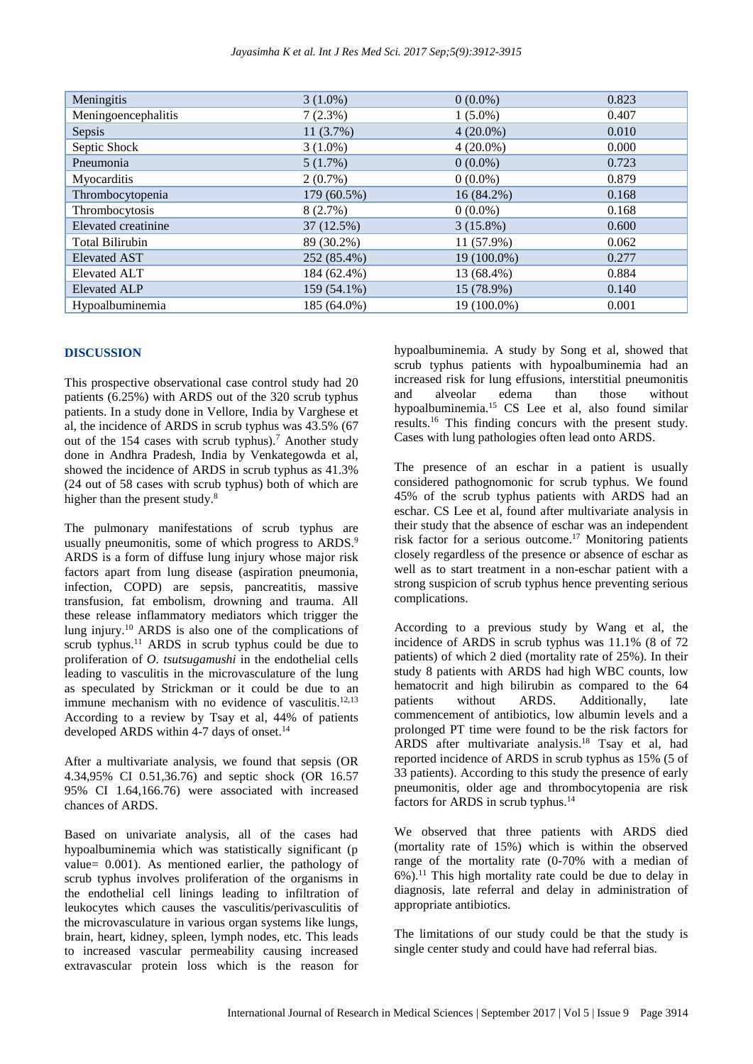| Meningitis | 3 (1.0%) | 0 (0.0%) | 0.823 |
|---|---|---|---|
| Meningoencephalitis | 7 (2.3%) | 1 (5.0%) | 0.407 |
| Sepsis | 11 (3.7%) | 4 (20.0%) | 0.010 |
| Septic Shock | 3 (1.0%) | 4 (20.0%) | 0.000 |
| Pneumonia | 5 (1.7%) | 0 (0.0%) | 0.723 |
| Myocarditis | 2 (0.7%) | 0 (0.0%) | 0.879 |
| Thrombocytopenia | 179 (60.5%) | 16 (84.2%) | 0.168 |
| Thrombocytosis | 8 (2.7%) | 0 (0.0%) | 0.168 |
| Elevated creatinine | 37 (12.5%) | 3 (15.8%) | 0.600 |
| Total Bilirubin | 89 (30.2%) | 11 (57.9%) | 0.062 |
| Elevated AST | 252 (85.4%) | 19 (100.0%) | 0.277 |
| Elevated ALT | 184 (62.4%) | 13 (68.4%) | 0.884 |
| Elevated ALP | 159 (54.1%) | 15 (78.9%) | 0.140 |
| Hypoalbuminemia | 185 (64.0%) | 19 (100.0%) | 0.001 |

## DISCUSSION

This prospective observational case control study had 20 patients (6.25%) with ARDS out of the 320 scrub typhus patients. In a study done in Vellore, India by Varghese et al, the incidence of ARDS in scrub typhus was 43.5% (67 out of the 154 cases with scrub typhus).[7] Another study done in Andhra Pradesh, India by Venkategowda et al, showed the incidence of ARDS in scrub typhus as 41.3% (24 out of 58 cases with scrub typhus) both of which are higher than the present study.[8]

The pulmonary manifestations of scrub typhus are usually pneumonitis, some of which progress to ARDS.[9] ARDS is a form of diffuse lung injury whose major risk factors apart from lung disease (aspiration pneumonia, infection, COPD) are sepsis, pancreatitis, massive transfusion, fat embolism, drowning and trauma. All these release inflammatory mediators which trigger the lung injury.[10] ARDS is also one of the complications of scrub typhus.[11] ARDS in scrub typhus could be due to proliferation of *O. tsutsugamushi* in the endothelial cells leading to vasculitis in the microvasculature of the lung as speculated by Strickman or it could be due to an immune mechanism with no evidence of vasculitis.[12,13] According to a review by Tsay et al, 44% of patients developed ARDS within 4-7 days of onset.[14]

After a multivariate analysis, we found that sepsis (OR 4.34,95% CI 0.51,36.76) and septic shock (OR 16.57 95% CI 1.64,166.76) were associated with increased chances of ARDS.

Based on univariate analysis, all of the cases had hypoalbuminemia which was statistically significant (p value= 0.001). As mentioned earlier, the pathology of scrub typhus involves proliferation of the organisms in the endothelial cell linings leading to infiltration of leukocytes which causes the vasculitis/perivasculitis of the microvasculature in various organ systems like lungs, brain, heart, kidney, spleen, lymph nodes, etc. This leads to increased vascular permeability causing increased extravascular protein loss which is the reason for hypoalbuminemia. A study by Song et al, showed that scrub typhus patients with hypoalbuminemia had an increased risk for lung effusions, interstitial pneumonitis and alveolar edema than those without hypoalbuminemia.[15] CS Lee et al, also found similar results.[16] This finding concurs with the present study. Cases with lung pathologies often lead onto ARDS.

The presence of an eschar in a patient is usually considered pathognomonic for scrub typhus. We found 45% of the scrub typhus patients with ARDS had an eschar. CS Lee et al, found after multivariate analysis in their study that the absence of eschar was an independent risk factor for a serious outcome.[17] Monitoring patients closely regardless of the presence or absence of eschar as well as to start treatment in a non-eschar patient with a strong suspicion of scrub typhus hence preventing serious complications.

According to a previous study by Wang et al, the incidence of ARDS in scrub typhus was 11.1% (8 of 72 patients) of which 2 died (mortality rate of 25%). In their study 8 patients with ARDS had high WBC counts, low hematocrit and high bilirubin as compared to the 64 patients without ARDS. Additionally, late commencement of antibiotics, low albumin levels and a prolonged PT time were found to be the risk factors for ARDS after multivariate analysis.[18] Tsay et al, had reported incidence of ARDS in scrub typhus as 15% (5 of 33 patients). According to this study the presence of early pneumonitis, older age and thrombocytopenia are risk factors for ARDS in scrub typhus.[14]

We observed that three patients with ARDS died (mortality rate of 15%) which is within the observed range of the mortality rate (0-70% with a median of 6%).[11] This high mortality rate could be due to delay in diagnosis, late referral and delay in administration of appropriate antibiotics.

The limitations of our study could be that the study is single center study and could have had referral bias.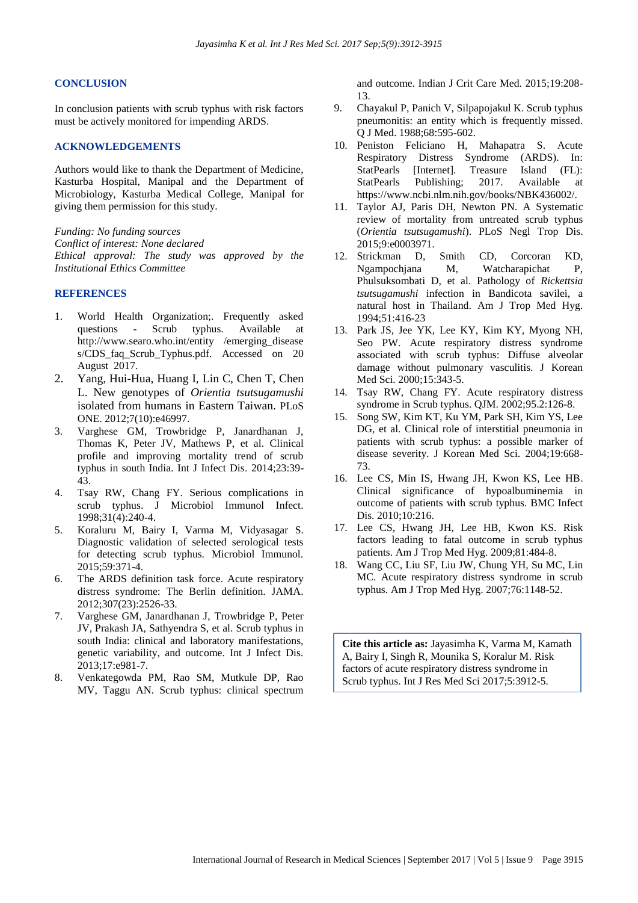## CONCLUSION

In conclusion patients with scrub typhus with risk factors must be actively monitored for impending ARDS.

## ACKNOWLEDGEMENTS

Authors would like to thank the Department of Medicine, Kasturba Hospital, Manipal and the Department of Microbiology, Kasturba Medical College, Manipal for giving them permission for this study.

*Funding: No funding sources*
*Conflict of interest: None declared*
*Ethical approval: The study was approved by the Institutional Ethics Committee*

## REFERENCES

1. World Health Organization;. Frequently asked questions - Scrub typhus. Available at http://www.searo.who.int/entity /emerging_disease s/CDS_faq_Scrub_Typhus.pdf. Accessed on 20 August 2017.
2. Yang, Hui-Hua, Huang I, Lin C, Chen T, Chen L. New genotypes of *Orientia tsutsugamushi* isolated from humans in Eastern Taiwan. PLoS ONE. 2012;7(10):e46997.
3. Varghese GM, Trowbridge P, Janardhanan J, Thomas K, Peter JV, Mathews P, et al. Clinical profile and improving mortality trend of scrub typhus in south India. Int J Infect Dis. 2014;23:39-43.
4. Tsay RW, Chang FY. Serious complications in scrub typhus. J Microbiol Immunol Infect. 1998;31(4):240-4.
5. Koraluru M, Bairy I, Varma M, Vidyasagar S. Diagnostic validation of selected serological tests for detecting scrub typhus. Microbiol Immunol. 2015;59:371-4.
6. The ARDS definition task force. Acute respiratory distress syndrome: The Berlin definition. JAMA. 2012;307(23):2526-33.
7. Varghese GM, Janardhanan J, Trowbridge P, Peter JV, Prakash JA, Sathyendra S, et al. Scrub typhus in south India: clinical and laboratory manifestations, genetic variability, and outcome. Int J Infect Dis. 2013;17:e981-7.
8. Venkategowda PM, Rao SM, Mutkule DP, Rao MV, Taggu AN. Scrub typhus: clinical spectrum and outcome. Indian J Crit Care Med. 2015;19:208-13.
9. Chayakul P, Panich V, Silpapojakul K. Scrub typhus pneumonitis: an entity which is frequently missed. Q J Med. 1988;68:595-602.
10. Peniston Feliciano H, Mahapatra S. Acute Respiratory Distress Syndrome (ARDS). In: StatPearls [Internet]. Treasure Island (FL): StatPearls Publishing; 2017. Available at https://www.ncbi.nlm.nih.gov/books/NBK436002/.
11. Taylor AJ, Paris DH, Newton PN. A Systematic review of mortality from untreated scrub typhus (*Orientia tsutsugamushi*). PLoS Negl Trop Dis. 2015;9:e0003971.
12. Strickman D, Smith CD, Corcoran KD, Ngampochjana M, Watcharapichat P, Phulsuksombati D, et al. Pathology of *Rickettsia tsutsugamushi* infection in Bandicota savilei, a natural host in Thailand. Am J Trop Med Hyg. 1994;51:416-23
13. Park JS, Jee YK, Lee KY, Kim KY, Myong NH, Seo PW. Acute respiratory distress syndrome associated with scrub typhus: Diffuse alveolar damage without pulmonary vasculitis. J Korean Med Sci. 2000;15:343-5.
14. Tsay RW, Chang FY. Acute respiratory distress syndrome in Scrub typhus. QJM. 2002;95.2:126-8.
15. Song SW, Kim KT, Ku YM, Park SH, Kim YS, Lee DG, et al. Clinical role of interstitial pneumonia in patients with scrub typhus: a possible marker of disease severity. J Korean Med Sci. 2004;19:668-73.
16. Lee CS, Min IS, Hwang JH, Kwon KS, Lee HB. Clinical significance of hypoalbuminemia in outcome of patients with scrub typhus. BMC Infect Dis. 2010;10:216.
17. Lee CS, Hwang JH, Lee HB, Kwon KS. Risk factors leading to fatal outcome in scrub typhus patients. Am J Trop Med Hyg. 2009;81:484-8.
18. Wang CC, Liu SF, Liu JW, Chung YH, Su MC, Lin MC. Acute respiratory distress syndrome in scrub typhus. Am J Trop Med Hyg. 2007;76:1148-52.

**Cite this article as:** Jayasimha K, Varma M, Kamath A, Bairy I, Singh R, Mounika S, Koralur M. Risk factors of acute respiratory distress syndrome in Scrub typhus. Int J Res Med Sci 2017;5:3912-5.